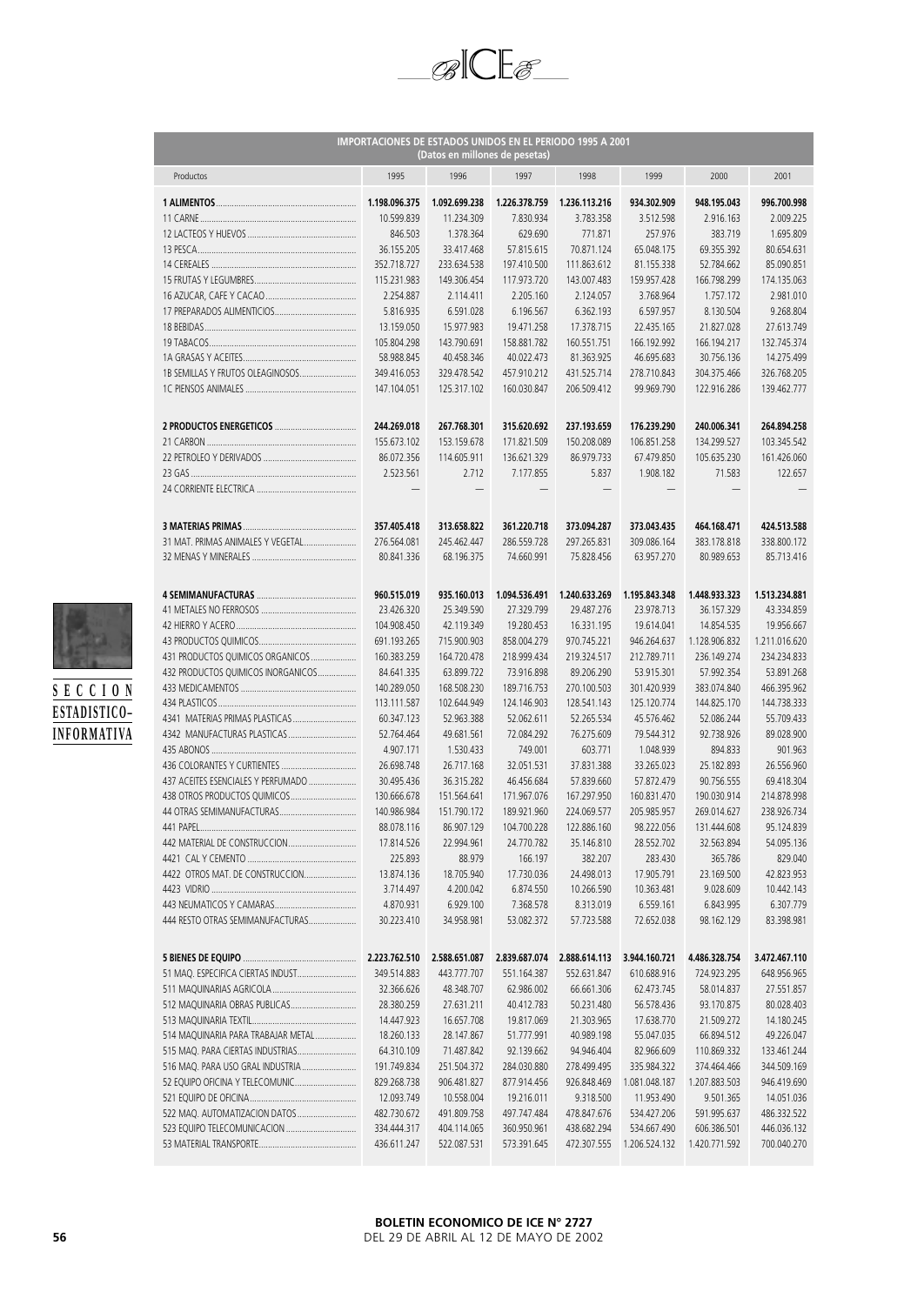## IMPORTACIONES DE ESTADOS UNIDOS EN EL PERIODO 1995 A 2001
(Datos en millones de pesetas)

| Productos | 1995 | 1996 | 1997 | 1998 | 1999 | 2000 | 2001 |
|---|---|---|---|---|---|---|---|
| **1 ALIMENTOS** | **1.198.096.375** | **1.092.699.238** | **1.226.378.759** | **1.236.113.216** | **934.302.909** | **948.195.043** | **996.700.998** |
| 11 CARNE | 10.599.839 | 11.234.309 | 7.830.934 | 3.783.358 | 3.512.598 | 2.916.163 | 2.009.225 |
| 12 LACTEOS Y HUEVOS | 846.503 | 1.378.364 | 629.690 | 771.871 | 257.976 | 383.719 | 1.695.809 |
| 13 PESCA | 36.155.205 | 33.417.468 | 57.815.615 | 70.871.124 | 65.048.175 | 69.355.392 | 80.654.631 |
| 14 CEREALES | 352.718.727 | 233.634.538 | 197.410.500 | 111.863.612 | 81.155.338 | 52.784.662 | 85.090.851 |
| 15 FRUTAS Y LEGUMBRES | 115.231.983 | 149.306.454 | 117.973.720 | 143.007.483 | 159.957.428 | 166.798.299 | 174.135.063 |
| 16 AZUCAR, CAFE Y CACAO | 2.254.887 | 2.114.411 | 2.205.160 | 2.124.057 | 3.768.964 | 1.757.172 | 2.981.010 |
| 17 PREPARADOS ALIMENTICIOS | 5.816.935 | 6.591.028 | 6.196.567 | 6.362.193 | 6.597.957 | 8.130.504 | 9.268.804 |
| 18 BEBIDAS | 13.159.050 | 15.977.983 | 19.471.258 | 17.378.715 | 22.435.165 | 21.827.028 | 27.613.749 |
| 19 TABACOS | 105.804.298 | 143.790.691 | 158.881.782 | 160.551.751 | 166.192.992 | 166.194.217 | 132.745.374 |
| 1A GRASAS Y ACEITES | 58.988.845 | 40.458.346 | 40.022.473 | 81.363.925 | 46.695.683 | 30.756.136 | 14.275.499 |
| 1B SEMILLAS Y FRUTOS OLEAGINOSOS | 349.416.053 | 329.478.542 | 457.910.212 | 431.525.714 | 278.710.843 | 304.375.466 | 326.768.205 |
| 1C PIENSOS ANIMALES | 147.104.051 | 125.317.102 | 160.030.847 | 206.509.412 | 99.969.790 | 122.916.286 | 139.462.777 |
| **2 PRODUCTOS ENERGETICOS** | **244.269.018** | **267.768.301** | **315.620.692** | **237.193.659** | **176.239.290** | **240.006.341** | **264.894.258** |
| 21 CARBON | 155.673.102 | 153.159.678 | 171.821.509 | 150.208.089 | 106.851.258 | 134.299.527 | 103.345.542 |
| 22 PETROLEO Y DERIVADOS | 86.072.356 | 114.605.911 | 136.621.329 | 86.979.733 | 67.479.850 | 105.635.230 | 161.426.060 |
| 23 GAS | 2.523.561 | 2.712 | 7.177.855 | 5.837 | 1.908.182 | 71.583 | 122.657 |
| 24 CORRIENTE ELECTRICA | — | — | — | — | — | — | — |
| **3 MATERIAS PRIMAS** | **357.405.418** | **313.658.822** | **361.220.718** | **373.094.287** | **373.043.435** | **464.168.471** | **424.513.588** |
| 31 MAT. PRIMAS ANIMALES Y VEGETAL | 276.564.081 | 245.462.447 | 286.559.728 | 297.265.831 | 309.086.164 | 383.178.818 | 338.800.172 |
| 32 MENAS Y MINERALES | 80.841.336 | 68.196.375 | 74.660.991 | 75.828.456 | 63.957.270 | 80.989.653 | 85.713.416 |
| **4 SEMIMANUFACTURAS** | **960.515.019** | **935.160.013** | **1.094.536.491** | **1.240.633.269** | **1.195.843.348** | **1.448.933.323** | **1.513.234.881** |
| 41 METALES NO FERROSOS | 23.426.320 | 25.349.590 | 27.329.799 | 29.487.276 | 23.978.713 | 36.157.329 | 43.334.859 |
| 42 HIERRO Y ACERO | 104.908.450 | 42.119.349 | 19.280.453 | 16.331.195 | 19.614.041 | 14.854.535 | 19.956.667 |
| 43 PRODUCTOS QUIMICOS | 691.193.265 | 715.900.903 | 858.004.279 | 970.745.221 | 946.264.637 | 1.128.906.832 | 1.211.016.620 |
| 431 PRODUCTOS QUIMICOS ORGANICOS | 160.383.259 | 164.720.478 | 218.999.434 | 219.324.517 | 212.789.711 | 236.149.274 | 234.234.833 |
| 432 PRODUCTOS QUIMICOS INORGANICOS | 84.641.335 | 63.899.722 | 73.916.898 | 89.206.290 | 53.915.301 | 57.992.354 | 53.891.268 |
| 433 MEDICAMENTOS | 140.289.050 | 168.508.230 | 189.716.753 | 270.100.503 | 301.420.939 | 383.074.840 | 466.395.962 |
| 434 PLASTICOS | 113.111.587 | 102.644.949 | 124.146.903 | 128.541.143 | 125.120.774 | 144.825.170 | 144.738.333 |
| 4341 MATERIAS PRIMAS PLASTICAS | 60.347.123 | 52.963.388 | 52.062.611 | 52.265.534 | 45.576.462 | 52.086.244 | 55.709.433 |
| 4342 MANUFACTURAS PLASTICAS | 52.764.464 | 49.681.561 | 72.084.292 | 76.275.609 | 79.544.312 | 92.738.926 | 89.028.900 |
| 435 ABONOS | 4.907.171 | 1.530.433 | 749.001 | 603.771 | 1.048.939 | 894.833 | 901.963 |
| 436 COLORANTES Y CURTIENTES | 26.698.748 | 26.717.168 | 32.051.531 | 37.831.388 | 33.265.023 | 25.182.893 | 26.556.960 |
| 437 ACEITES ESENCIALES Y PERFUMADO | 30.495.436 | 36.315.282 | 46.456.684 | 57.839.660 | 57.872.479 | 90.756.555 | 69.418.304 |
| 438 OTROS PRODUCTOS QUIMICOS | 130.666.678 | 151.564.641 | 171.967.076 | 167.297.950 | 160.831.470 | 190.030.914 | 214.878.998 |
| 44 OTRAS SEMIMANUFACTURAS | 140.986.984 | 151.790.172 | 189.921.960 | 224.069.577 | 205.985.957 | 269.014.627 | 238.926.734 |
| 441 PAPEL | 88.078.116 | 86.907.129 | 104.700.228 | 122.886.160 | 98.222.056 | 131.444.608 | 95.124.839 |
| 442 MATERIAL DE CONSTRUCCION | 17.814.526 | 22.994.961 | 24.770.782 | 35.146.810 | 28.552.702 | 32.563.894 | 54.095.136 |
| 4421 CAL Y CEMENTO | 225.893 | 88.979 | 166.197 | 382.207 | 283.430 | 365.786 | 829.040 |
| 4422 OTROS MAT. DE CONSTRUCCION | 13.874.136 | 18.705.940 | 17.730.036 | 24.498.013 | 17.905.791 | 23.169.500 | 42.823.953 |
| 4423 VIDRIO | 3.714.497 | 4.200.042 | 6.874.550 | 10.266.590 | 10.363.481 | 9.028.609 | 10.442.143 |
| 443 NEUMATICOS Y CAMARAS | 4.870.931 | 6.929.100 | 7.368.578 | 8.313.019 | 6.559.161 | 6.843.995 | 6.307.779 |
| 444 RESTO OTRAS SEMIMANUFACTURAS | 30.223.410 | 34.958.981 | 53.082.372 | 57.723.588 | 72.652.038 | 98.162.129 | 83.398.981 |
| **5 BIENES DE EQUIPO** | **2.223.762.510** | **2.588.651.087** | **2.839.687.074** | **2.888.614.113** | **3.944.160.721** | **4.486.328.754** | **3.472.467.110** |
| 51 MAQ. ESPECIFICA CIERTAS INDUST. | 349.514.883 | 443.777.707 | 551.164.387 | 552.631.847 | 610.688.916 | 724.923.295 | 648.956.965 |
| 511 MAQUINARIAS AGRICOLA | 32.366.626 | 48.348.707 | 62.986.002 | 66.661.306 | 62.473.745 | 58.014.837 | 27.551.857 |
| 512 MAQUINARIA OBRAS PUBLICAS | 28.380.259 | 27.631.211 | 40.412.783 | 50.231.480 | 56.578.436 | 93.170.875 | 80.028.403 |
| 513 MAQUINARIA TEXTIL | 14.447.923 | 16.657.708 | 19.817.069 | 21.303.965 | 17.638.770 | 21.509.272 | 14.180.245 |
| 514 MAQUINARIA PARA TRABAJAR METAL | 18.260.133 | 28.147.867 | 51.777.991 | 40.989.198 | 55.047.035 | 66.894.512 | 49.226.047 |
| 515 MAQ. PARA CIERTAS INDUSTRIAS | 64.310.109 | 71.487.842 | 92.139.662 | 94.946.404 | 82.966.609 | 110.869.332 | 133.461.244 |
| 516 MAQ. PARA USO GRAL INDUSTRIA | 191.749.834 | 251.504.372 | 284.030.880 | 278.499.495 | 335.984.322 | 374.464.466 | 344.509.169 |
| 52 EQUIPO OFICINA Y TELECOMUNIC. | 829.268.738 | 906.481.827 | 877.914.456 | 926.848.469 | 1.081.048.187 | 1.207.883.503 | 946.419.690 |
| 521 EQUIPO DE OFICINA | 12.093.749 | 10.558.004 | 19.216.011 | 9.318.500 | 11.953.490 | 9.501.365 | 14.051.036 |
| 522 MAQ. AUTOMATIZACION DATOS | 482.730.672 | 491.809.758 | 497.747.484 | 478.847.676 | 534.427.206 | 591.995.637 | 486.332.522 |
| 523 EQUIPO TELECOMUNICACION | 334.444.317 | 404.114.065 | 360.950.961 | 438.682.294 | 534.667.490 | 606.386.501 | 446.036.132 |
| 53 MATERIAL TRANSPORTE | 436.611.247 | 522.087.531 | 573.391.645 | 472.307.555 | 1.206.524.132 | 1.420.771.592 | 700.040.270 |

SECCION ESTADISTICO-INFORMATIVA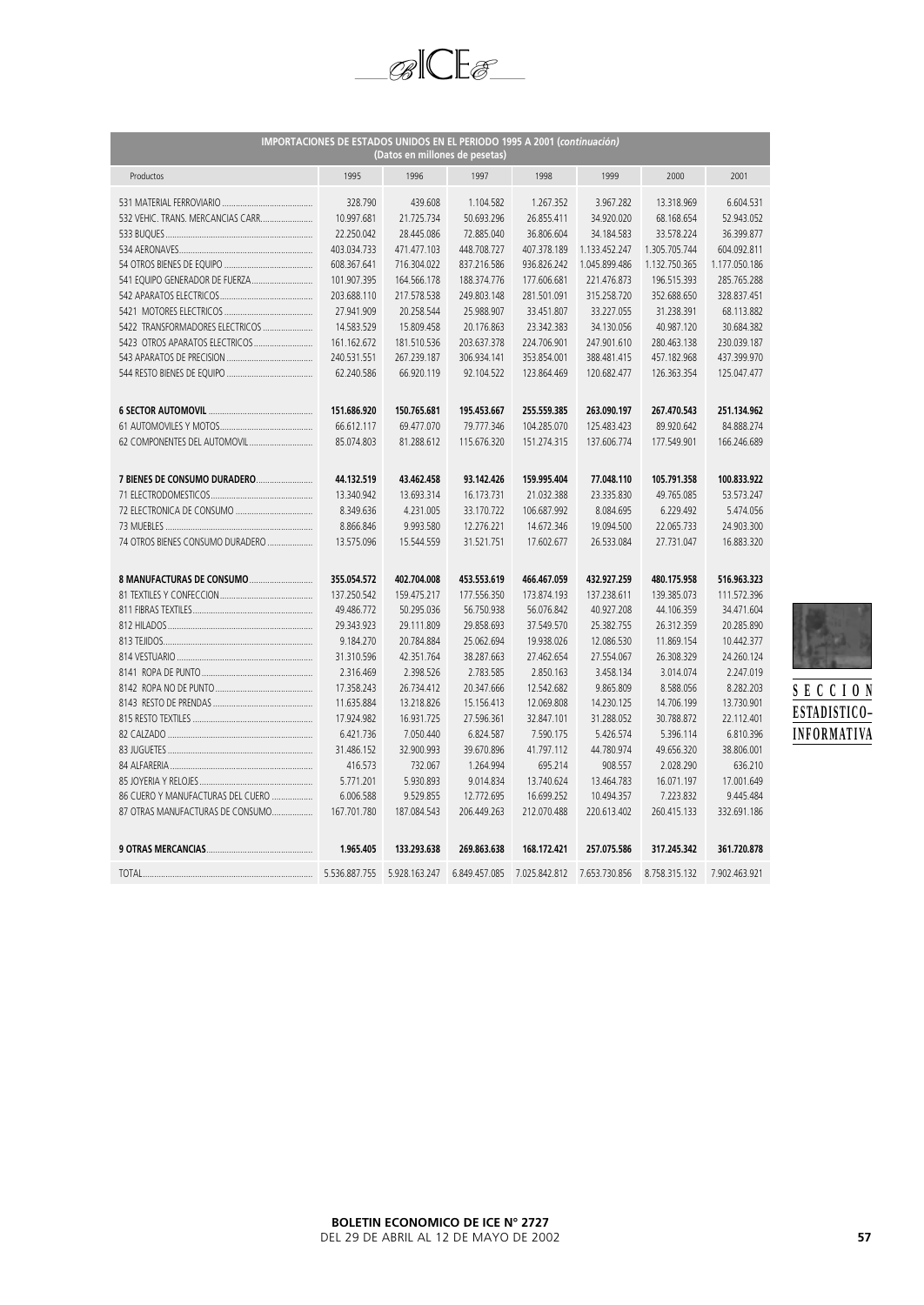**IMPORTACIONES DE ESTADOS UNIDOS EN EL PERIODO 1995 A 2001 (*continuación*)**
(Datos en millones de pesetas)

| Productos | 1995 | 1996 | 1997 | 1998 | 1999 | 2000 | 2001 |
|---|---|---|---|---|---|---|---|
| 531 MATERIAL FERROVIARIO | 328.790 | 439.608 | 1.104.582 | 1.267.352 | 3.967.282 | 13.318.969 | 6.604.531 |
| 532 VEHIC. TRANS. MERCANCIAS CARR. | 10.997.681 | 21.725.734 | 50.693.296 | 26.855.411 | 34.920.020 | 68.168.654 | 52.943.052 |
| 533 BUQUES | 22.250.042 | 28.445.086 | 72.885.040 | 36.806.604 | 34.184.583 | 33.578.224 | 36.399.877 |
| 534 AERONAVES | 403.034.733 | 471.477.103 | 448.708.727 | 407.378.189 | 1.133.452.247 | 1.305.705.744 | 604.092.811 |
| 54 OTROS BIENES DE EQUIPO | 608.367.641 | 716.304.022 | 837.216.586 | 936.826.242 | 1.045.899.486 | 1.132.750.365 | 1.177.050.186 |
| 541 EQUIPO GENERADOR DE FUERZA | 101.907.395 | 164.566.178 | 188.374.776 | 177.606.681 | 221.476.873 | 196.515.393 | 285.765.288 |
| 542 APARATOS ELECTRICOS | 203.688.110 | 217.578.538 | 249.803.148 | 281.501.091 | 315.258.720 | 352.688.650 | 328.837.451 |
| 5421 MOTORES ELECTRICOS | 27.941.909 | 20.258.544 | 25.988.907 | 33.451.807 | 33.227.055 | 31.238.391 | 68.113.882 |
| 5422 TRANSFORMADORES ELECTRICOS | 14.583.529 | 15.809.458 | 20.176.863 | 23.342.383 | 34.130.056 | 40.987.120 | 30.684.382 |
| 5423 OTROS APARATOS ELECTRICOS | 161.162.672 | 181.510.536 | 203.637.378 | 224.706.901 | 247.901.610 | 280.463.138 | 230.039.187 |
| 543 APARATOS DE PRECISION | 240.531.551 | 267.239.187 | 306.934.141 | 353.854.001 | 388.481.415 | 457.182.968 | 437.399.970 |
| 544 RESTO BIENES DE EQUIPO | 62.240.586 | 66.920.119 | 92.104.522 | 123.864.469 | 120.682.477 | 126.363.354 | 125.047.477 |
| **6 SECTOR AUTOMOVIL** | **151.686.920** | **150.765.681** | **195.453.667** | **255.559.385** | **263.090.197** | **267.470.543** | **251.134.962** |
| 61 AUTOMOVILES Y MOTOS | 66.612.117 | 69.477.070 | 79.777.346 | 104.285.070 | 125.483.423 | 89.920.642 | 84.888.274 |
| 62 COMPONENTES DEL AUTOMOVIL | 85.074.803 | 81.288.612 | 115.676.320 | 151.274.315 | 137.606.774 | 177.549.901 | 166.246.689 |
| **7 BIENES DE CONSUMO DURADERO** | **44.132.519** | **43.462.458** | **93.142.426** | **159.995.404** | **77.048.110** | **105.791.358** | **100.833.922** |
| 71 ELECTRODOMESTICOS | 13.340.942 | 13.693.314 | 16.173.731 | 21.032.388 | 23.335.830 | 49.765.085 | 53.573.247 |
| 72 ELECTRONICA DE CONSUMO | 8.349.636 | 4.231.005 | 33.170.722 | 106.687.992 | 8.084.695 | 6.229.492 | 5.474.056 |
| 73 MUEBLES | 8.866.846 | 9.993.580 | 12.276.221 | 14.672.346 | 19.094.500 | 22.065.733 | 24.903.300 |
| 74 OTROS BIENES CONSUMO DURADERO | 13.575.096 | 15.544.559 | 31.521.751 | 17.602.677 | 26.533.084 | 27.731.047 | 16.883.320 |
| **8 MANUFACTURAS DE CONSUMO** | **355.054.572** | **402.704.008** | **453.553.619** | **466.467.059** | **432.927.259** | **480.175.958** | **516.963.323** |
| 81 TEXTILES Y CONFECCION | 137.250.542 | 159.475.217 | 177.556.350 | 173.874.193 | 137.238.611 | 139.385.073 | 111.572.396 |
| 811 FIBRAS TEXTILES | 49.486.772 | 50.295.036 | 56.750.938 | 56.076.842 | 40.927.208 | 44.106.359 | 34.471.604 |
| 812 HILADOS | 29.343.923 | 29.111.809 | 29.858.693 | 37.549.570 | 25.382.755 | 26.312.359 | 20.285.890 |
| 813 TEJIDOS | 9.184.270 | 20.784.884 | 25.062.694 | 19.938.026 | 12.086.530 | 11.869.154 | 10.442.377 |
| 814 VESTUARIO | 31.310.596 | 42.351.764 | 38.287.663 | 27.462.654 | 27.554.067 | 26.308.329 | 24.260.124 |
| 8141 ROPA DE PUNTO | 2.316.469 | 2.398.526 | 2.783.585 | 2.850.163 | 3.458.134 | 3.014.074 | 2.247.019 |
| 8142 ROPA NO DE PUNTO | 17.358.243 | 26.734.412 | 20.347.666 | 12.542.682 | 9.865.809 | 8.588.056 | 8.282.203 |
| 8143 RESTO DE PRENDAS | 11.635.884 | 13.218.826 | 15.156.413 | 12.069.808 | 14.230.125 | 14.706.199 | 13.730.901 |
| 815 RESTO TEXTILES | 17.924.982 | 16.931.725 | 27.596.361 | 32.847.101 | 31.288.052 | 30.788.872 | 22.112.401 |
| 82 CALZADO | 6.421.736 | 7.050.440 | 6.824.587 | 7.590.175 | 5.426.574 | 5.396.114 | 6.810.396 |
| 83 JUGUETES | 31.486.152 | 32.900.993 | 39.670.896 | 41.797.112 | 44.780.974 | 49.656.320 | 38.806.001 |
| 84 ALFARERIA | 416.573 | 732.067 | 1.264.994 | 695.214 | 908.557 | 2.028.290 | 636.210 |
| 85 JOYERIA Y RELOJES | 5.771.201 | 5.930.893 | 9.014.834 | 13.740.624 | 13.464.783 | 16.071.197 | 17.001.649 |
| 86 CUERO Y MANUFACTURAS DEL CUERO | 6.006.588 | 9.529.855 | 12.772.695 | 16.699.252 | 10.494.357 | 7.223.832 | 9.445.484 |
| 87 OTRAS MANUFACTURAS DE CONSUMO | 167.701.780 | 187.084.543 | 206.449.263 | 212.070.488 | 220.613.402 | 260.415.133 | 332.691.186 |
| **9 OTRAS MERCANCIAS** | **1.965.405** | **133.293.638** | **269.863.638** | **168.172.421** | **257.075.586** | **317.245.342** | **361.720.878** |
| TOTAL | 5.536.887.755 | 5.928.163.247 | 6.849.457.085 | 7.025.842.812 | 7.653.730.856 | 8.758.315.132 | 7.902.463.921 |

SECCION ESTADISTICO-INFORMATIVA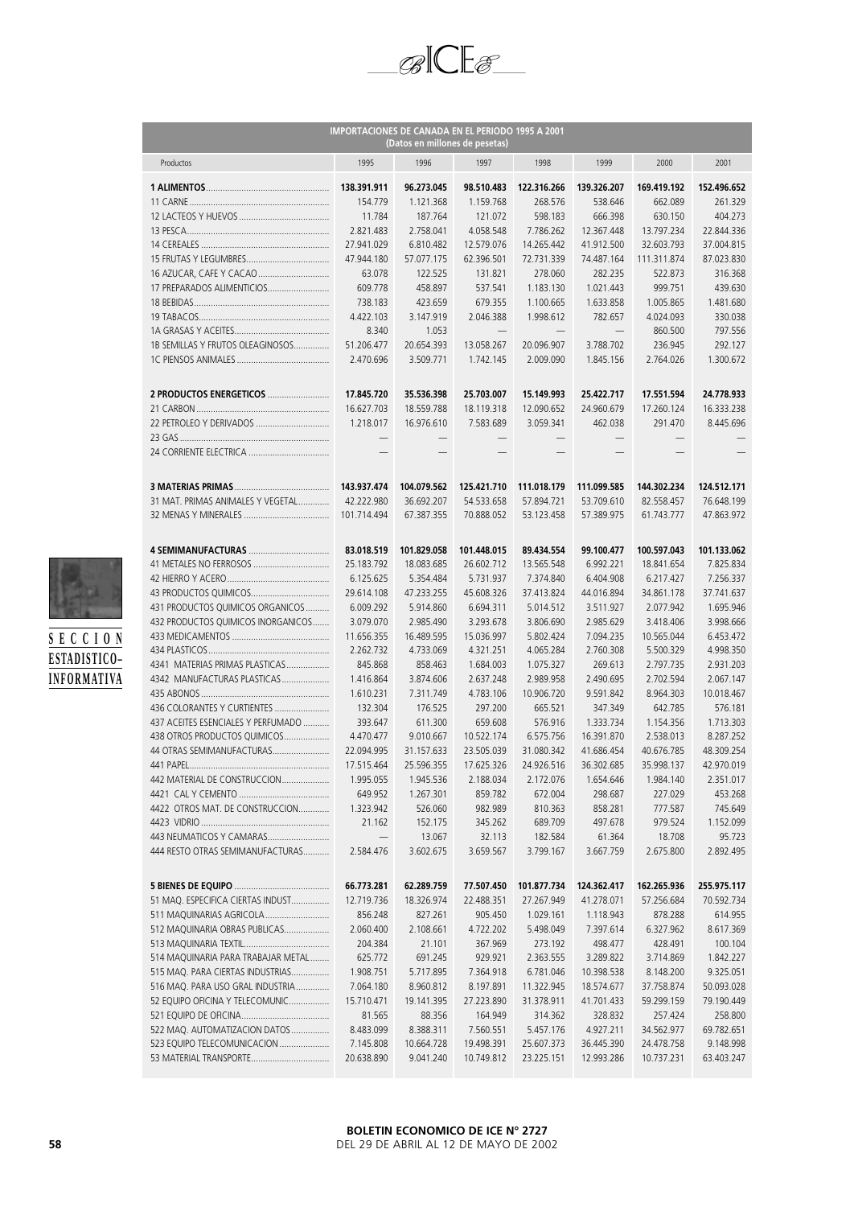| IMPORTACIONES DE CANADA EN EL PERIODO 1995 A 2001 (Datos en millones de pesetas) | | | | | | | |
|---|---|---|---|---|---|---|---|
| Productos | 1995 | 1996 | 1997 | 1998 | 1999 | 2000 | 2001 |
| **1 ALIMENTOS** | **138.391.911** | **96.273.045** | **98.510.483** | **122.316.266** | **139.326.207** | **169.419.192** | **152.496.652** |
| 11 CARNE | 154.779 | 1.121.368 | 1.159.768 | 268.576 | 538.646 | 662.089 | 261.329 |
| 12 LACTEOS Y HUEVOS | 11.784 | 187.764 | 121.072 | 598.183 | 666.398 | 630.150 | 404.273 |
| 13 PESCA | 2.821.483 | 2.758.041 | 4.058.548 | 7.786.262 | 12.367.448 | 13.797.234 | 22.844.336 |
| 14 CEREALES | 27.941.029 | 6.810.482 | 12.579.076 | 14.265.442 | 41.912.500 | 32.603.793 | 37.004.815 |
| 15 FRUTAS Y LEGUMBRES | 47.944.180 | 57.077.175 | 62.396.501 | 72.731.339 | 74.487.164 | 111.311.874 | 87.023.830 |
| 16 AZUCAR, CAFE Y CACAO | 63.078 | 122.525 | 131.821 | 278.060 | 282.235 | 522.873 | 316.368 |
| 17 PREPARADOS ALIMENTICIOS | 609.778 | 458.897 | 537.541 | 1.183.130 | 1.021.443 | 999.751 | 439.630 |
| 18 BEBIDAS | 738.183 | 423.659 | 679.355 | 1.100.665 | 1.633.858 | 1.005.865 | 1.481.680 |
| 19 TABACOS | 4.422.103 | 3.147.919 | 2.046.388 | 1.998.612 | 782.657 | 4.024.093 | 330.038 |
| 1A GRASAS Y ACEITES | 8.340 | 1.053 | — | — | — | 860.500 | 797.556 |
| 1B SEMILLAS Y FRUTOS OLEAGINOSOS | 51.206.477 | 20.654.393 | 13.058.267 | 20.096.907 | 3.788.702 | 236.945 | 292.127 |
| 1C PIENSOS ANIMALES | 2.470.696 | 3.509.771 | 1.742.145 | 2.009.090 | 1.845.156 | 2.764.026 | 1.300.672 |
| **2 PRODUCTOS ENERGETICOS** | **17.845.720** | **35.536.398** | **25.703.007** | **15.149.993** | **25.422.717** | **17.551.594** | **24.778.933** |
| 21 CARBON | 16.627.703 | 18.559.788 | 18.119.318 | 12.090.652 | 24.960.679 | 17.260.124 | 16.333.238 |
| 22 PETROLEO Y DERIVADOS | 1.218.017 | 16.976.610 | 7.583.689 | 3.059.341 | 462.038 | 291.470 | 8.445.696 |
| 23 GAS | — | — | — | — | — | — | — |
| 24 CORRIENTE ELECTRICA | — | — | — | — | — | — | — |
| **3 MATERIAS PRIMAS** | **143.937.474** | **104.079.562** | **125.421.710** | **111.018.179** | **111.099.585** | **144.302.234** | **124.512.171** |
| 31 MAT. PRIMAS ANIMALES Y VEGETAL | 42.222.980 | 36.692.207 | 54.533.658 | 57.894.721 | 53.709.610 | 82.558.457 | 76.648.199 |
| 32 MENAS Y MINERALES | 101.714.494 | 67.387.355 | 70.888.052 | 53.123.458 | 57.389.975 | 61.743.777 | 47.863.972 |
| **4 SEMIMANUFACTURAS** | **83.018.519** | **101.829.058** | **101.448.015** | **89.434.554** | **99.100.477** | **100.597.043** | **101.133.062** |
| 41 METALES NO FERROSOS | 25.183.792 | 18.083.685 | 26.602.712 | 13.565.548 | 6.992.221 | 18.841.654 | 7.825.834 |
| 42 HIERRO Y ACERO | 6.125.625 | 5.354.484 | 5.731.937 | 7.374.840 | 6.404.908 | 6.217.427 | 7.256.337 |
| 43 PRODUCTOS QUIMICOS | 29.614.108 | 47.233.255 | 45.608.326 | 37.413.824 | 44.016.894 | 34.861.178 | 37.741.637 |
| 431 PRODUCTOS QUIMICOS ORGANICOS | 6.009.292 | 5.914.860 | 6.694.311 | 5.014.512 | 3.511.927 | 2.077.942 | 1.695.946 |
| 432 PRODUCTOS QUIMICOS INORGANICOS | 3.079.070 | 2.985.490 | 3.293.678 | 3.806.690 | 2.985.629 | 3.418.406 | 3.998.666 |
| 433 MEDICAMENTOS | 11.656.355 | 16.489.595 | 15.036.997 | 5.802.424 | 7.094.235 | 10.565.044 | 6.453.472 |
| 434 PLASTICOS | 2.262.732 | 4.733.069 | 4.321.251 | 4.065.284 | 2.760.308 | 5.500.329 | 4.998.350 |
| 4341 MATERIAS PRIMAS PLASTICAS | 845.868 | 858.463 | 1.684.003 | 1.075.327 | 269.613 | 2.797.735 | 2.931.203 |
| 4342 MANUFACTURAS PLASTICAS | 1.416.864 | 3.874.606 | 2.637.248 | 2.989.958 | 2.490.695 | 2.702.594 | 2.067.147 |
| 435 ABONOS | 1.610.231 | 7.311.749 | 4.783.106 | 10.906.720 | 9.591.842 | 8.964.303 | 10.018.467 |
| 436 COLORANTES Y CURTIENTES | 132.304 | 176.525 | 297.200 | 665.521 | 347.349 | 642.785 | 576.181 |
| 437 ACEITES ESENCIALES Y PERFUMADO | 393.647 | 611.300 | 659.608 | 576.916 | 1.333.734 | 1.154.356 | 1.713.303 |
| 438 OTROS PRODUCTOS QUIMICOS | 4.470.477 | 9.010.667 | 10.522.174 | 6.575.756 | 16.391.870 | 2.538.013 | 8.287.252 |
| 44 OTRAS SEMIMANUFACTURAS | 22.094.995 | 31.157.633 | 23.505.039 | 31.080.342 | 41.686.454 | 40.676.785 | 48.309.254 |
| 441 PAPEL | 17.515.464 | 25.596.355 | 17.625.326 | 24.926.516 | 36.302.685 | 35.998.137 | 42.970.019 |
| 442 MATERIAL DE CONSTRUCCION | 1.995.055 | 1.945.536 | 2.188.034 | 2.172.076 | 1.654.646 | 1.984.140 | 2.351.017 |
| 4421 CAL Y CEMENTO | 649.952 | 1.267.301 | 859.782 | 672.004 | 298.687 | 227.029 | 453.268 |
| 4422 OTROS MAT. DE CONSTRUCCION | 1.323.942 | 526.060 | 982.989 | 810.363 | 858.281 | 777.587 | 745.649 |
| 4423 VIDRIO | 21.162 | 152.175 | 345.262 | 689.709 | 497.678 | 979.524 | 1.152.099 |
| 443 NEUMATICOS Y CAMARAS | — | 13.067 | 32.113 | 182.584 | 61.364 | 18.708 | 95.723 |
| 444 RESTO OTRAS SEMIMANUFACTURAS | 2.584.476 | 3.602.675 | 3.659.567 | 3.799.167 | 3.667.759 | 2.675.800 | 2.892.495 |
| **5 BIENES DE EQUIPO** | **66.773.281** | **62.289.759** | **77.507.450** | **101.877.734** | **124.362.417** | **162.265.936** | **255.975.117** |
| 51 MAQ. ESPECIFICA CIERTAS INDUST. | 12.719.736 | 18.326.974 | 22.488.351 | 27.267.949 | 41.278.071 | 57.256.684 | 70.592.734 |
| 511 MAQUINARIAS AGRICOLA | 856.248 | 827.261 | 905.450 | 1.029.161 | 1.118.943 | 878.288 | 614.955 |
| 512 MAQUINARIA OBRAS PUBLICAS | 2.060.400 | 2.108.661 | 4.722.202 | 5.498.049 | 7.397.614 | 6.327.962 | 8.617.369 |
| 513 MAQUINARIA TEXTIL | 204.384 | 21.101 | 367.969 | 273.192 | 498.477 | 428.491 | 100.104 |
| 514 MAQUINARIA PARA TRABAJAR METAL | 625.772 | 691.245 | 929.921 | 2.363.555 | 3.289.822 | 3.714.869 | 1.842.227 |
| 515 MAQ. PARA CIERTAS INDUSTRIAS | 1.908.751 | 5.717.895 | 7.364.918 | 6.781.046 | 10.398.538 | 8.148.200 | 9.325.051 |
| 516 MAQ. PARA USO GRAL INDUSTRIA | 7.064.180 | 8.960.812 | 8.197.891 | 11.322.945 | 18.574.677 | 37.758.874 | 50.093.028 |
| 52 EQUIPO OFICINA Y TELECOMUNIC. | 15.710.471 | 19.141.395 | 27.223.890 | 31.378.911 | 41.701.433 | 59.299.159 | 79.190.449 |
| 521 EQUIPO DE OFICINA | 81.565 | 88.356 | 164.949 | 314.362 | 328.832 | 257.424 | 258.800 |
| 522 MAQ. AUTOMATIZACION DATOS | 8.483.099 | 8.388.311 | 7.560.551 | 5.457.176 | 4.927.211 | 34.562.977 | 69.782.651 |
| 523 EQUIPO TELECOMUNICACION | 7.145.808 | 10.664.728 | 19.498.391 | 25.607.373 | 36.445.390 | 24.478.758 | 9.148.998 |
| 53 MATERIAL TRANSPORTE | 20.638.890 | 9.041.240 | 10.749.812 | 23.225.151 | 12.993.286 | 10.737.231 | 63.403.247 |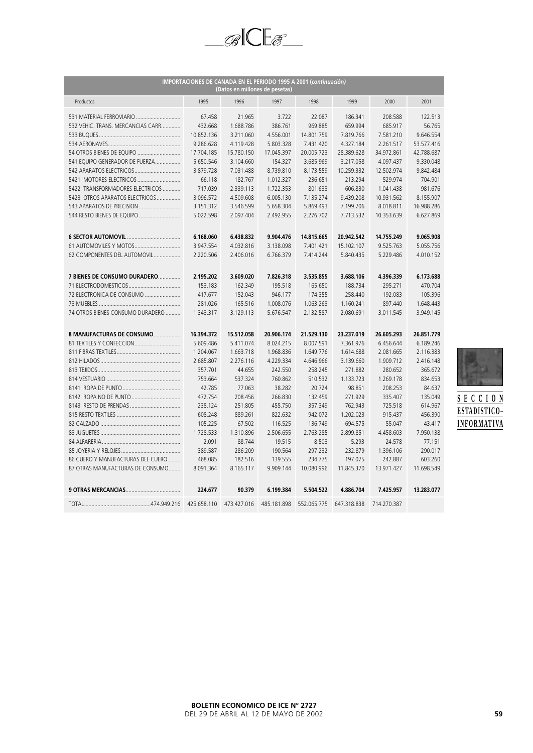| IMPORTACIONES DE CANADA EN EL PERIODO 1995 A 2001 (*continuación*) (Datos en millones de pesetas) | | | | | | | |
|---|---|---|---|---|---|---|---|
| Productos | 1995 | 1996 | 1997 | 1998 | 1999 | 2000 | 2001 |
| 531 MATERIAL FERROVIARIO | 67.458 | 21.965 | 3.722 | 22.087 | 186.341 | 208.588 | 122.513 |
| 532 VEHIC. TRANS. MERCANCIAS CARR. | 432.668 | 1.688.786 | 386.761 | 969.885 | 659.994 | 685.917 | 56.765 |
| 533 BUQUES | 10.852.136 | 3.211.060 | 4.556.001 | 14.801.759 | 7.819.766 | 7.581.210 | 9.646.554 |
| 534 AERONAVES | 9.286.628 | 4.119.428 | 5.803.328 | 7.431.420 | 4.327.184 | 2.261.517 | 53.577.416 |
| 54 OTROS BIENES DE EQUIPO | 17.704.185 | 15.780.150 | 17.045.397 | 20.005.723 | 28.389.628 | 34.972.861 | 42.788.687 |
| 541 EQUIPO GENERADOR DE FUERZA | 5.650.546 | 3.104.660 | 154.327 | 3.685.969 | 3.217.058 | 4.097.437 | 9.330.048 |
| 542 APARATOS ELECTRICOS | 3.879.728 | 7.031.488 | 8.739.810 | 8.173.559 | 10.259.332 | 12.502.974 | 9.842.484 |
| 5421 MOTORES ELECTRICOS | 66.118 | 182.767 | 1.012.327 | 236.651 | 213.294 | 529.974 | 704.901 |
| 5422 TRANSFORMADORES ELECTRICOS | 717.039 | 2.339.113 | 1.722.353 | 801.633 | 606.830 | 1.041.438 | 981.676 |
| 5423 OTROS APARATOS ELECTRICOS | 3.096.572 | 4.509.608 | 6.005.130 | 7.135.274 | 9.439.208 | 10.931.562 | 8.155.907 |
| 543 APARATOS DE PRECISION | 3.151.312 | 3.546.599 | 5.658.304 | 5.869.493 | 7.199.706 | 8.018.811 | 16.988.286 |
| 544 RESTO BIENES DE EQUIPO | 5.022.598 | 2.097.404 | 2.492.955 | 2.276.702 | 7.713.532 | 10.353.639 | 6.627.869 |
| **6 SECTOR AUTOMOVIL** | **6.168.060** | **6.438.832** | **9.904.476** | **14.815.665** | **20.942.542** | **14.755.249** | **9.065.908** |
| 61 AUTOMOVILES Y MOTOS | 3.947.554 | 4.032.816 | 3.138.098 | 7.401.421 | 15.102.107 | 9.525.763 | 5.055.756 |
| 62 COMPONENTES DEL AUTOMOVIL | 2.220.506 | 2.406.016 | 6.766.379 | 7.414.244 | 5.840.435 | 5.229.486 | 4.010.152 |
| **7 BIENES DE CONSUMO DURADERO** | **2.195.202** | **3.609.020** | **7.826.318** | **3.535.855** | **3.688.106** | **4.396.339** | **6.173.688** |
| 71 ELECTRODOMESTICOS | 153.183 | 162.349 | 195.518 | 165.650 | 188.734 | 295.271 | 470.704 |
| 72 ELECTRONICA DE CONSUMO | 417.677 | 152.043 | 946.177 | 174.355 | 258.440 | 192.083 | 105.396 |
| 73 MUEBLES | 281.026 | 165.516 | 1.008.076 | 1.063.263 | 1.160.241 | 897.440 | 1.648.443 |
| 74 OTROS BIENES CONSUMO DURADERO | 1.343.317 | 3.129.113 | 5.676.547 | 2.132.587 | 2.080.691 | 3.011.545 | 3.949.145 |
| **8 MANUFACTURAS DE CONSUMO** | **16.394.372** | **15.512.058** | **20.906.174** | **21.529.130** | **23.237.019** | **26.605.293** | **26.851.779** |
| 81 TEXTILES Y CONFECCION | 5.609.486 | 5.411.074 | 8.024.215 | 8.007.591 | 7.361.976 | 6.456.644 | 6.189.246 |
| 811 FIBRAS TEXTILES | 1.204.067 | 1.663.718 | 1.968.836 | 1.649.776 | 1.614.688 | 2.081.665 | 2.116.383 |
| 812 HILADOS | 2.685.807 | 2.276.116 | 4.229.334 | 4.646.966 | 3.139.660 | 1.909.712 | 2.416.148 |
| 813 TEJIDOS | 357.701 | 44.655 | 242.550 | 258.245 | 271.882 | 280.652 | 365.672 |
| 814 VESTUARIO | 753.664 | 537.324 | 760.862 | 510.532 | 1.133.723 | 1.269.178 | 834.653 |
| 8141 ROPA DE PUNTO | 42.785 | 77.063 | 38.282 | 20.724 | 98.851 | 208.253 | 84.637 |
| 8142 ROPA NO DE PUNTO | 472.754 | 208.456 | 266.830 | 132.459 | 271.929 | 335.407 | 135.049 |
| 8143 RESTO DE PRENDAS | 238.124 | 251.805 | 455.750 | 357.349 | 762.943 | 725.518 | 614.967 |
| 815 RESTO TEXTILES | 608.248 | 889.261 | 822.632 | 942.072 | 1.202.023 | 915.437 | 456.390 |
| 82 CALZADO | 105.225 | 67.502 | 116.525 | 136.749 | 694.575 | 55.047 | 43.417 |
| 83 JUGUETES | 1.728.533 | 1.310.896 | 2.506.655 | 2.763.285 | 2.899.851 | 4.458.603 | 7.950.138 |
| 84 ALFARERIA | 2.091 | 88.744 | 19.515 | 8.503 | 5.293 | 24.578 | 77.151 |
| 85 JOYERIA Y RELOJES | 389.587 | 286.209 | 190.564 | 297.232 | 232.879 | 1.396.106 | 290.017 |
| 86 CUERO Y MANUFACTURAS DEL CUERO | 468.085 | 182.516 | 139.555 | 234.775 | 197.075 | 242.887 | 603.260 |
| 87 OTRAS MANUFACTURAS DE CONSUMO | 8.091.364 | 8.165.117 | 9.909.144 | 10.080.996 | 11.845.370 | 13.971.427 | 11.698.549 |
| **9 OTRAS MERCANCIAS** | **224.677** | **90.379** | **6.199.384** | **5.504.522** | **4.886.704** | **7.425.957** | **13.283.077** |
| TOTAL .....474.949.216 | 425.658.110 | 473.427.016 | 485.181.898 | 552.065.775 | 647.318.838 | 714.270.387 | |

SECCION ESTADISTICO-INFORMATIVA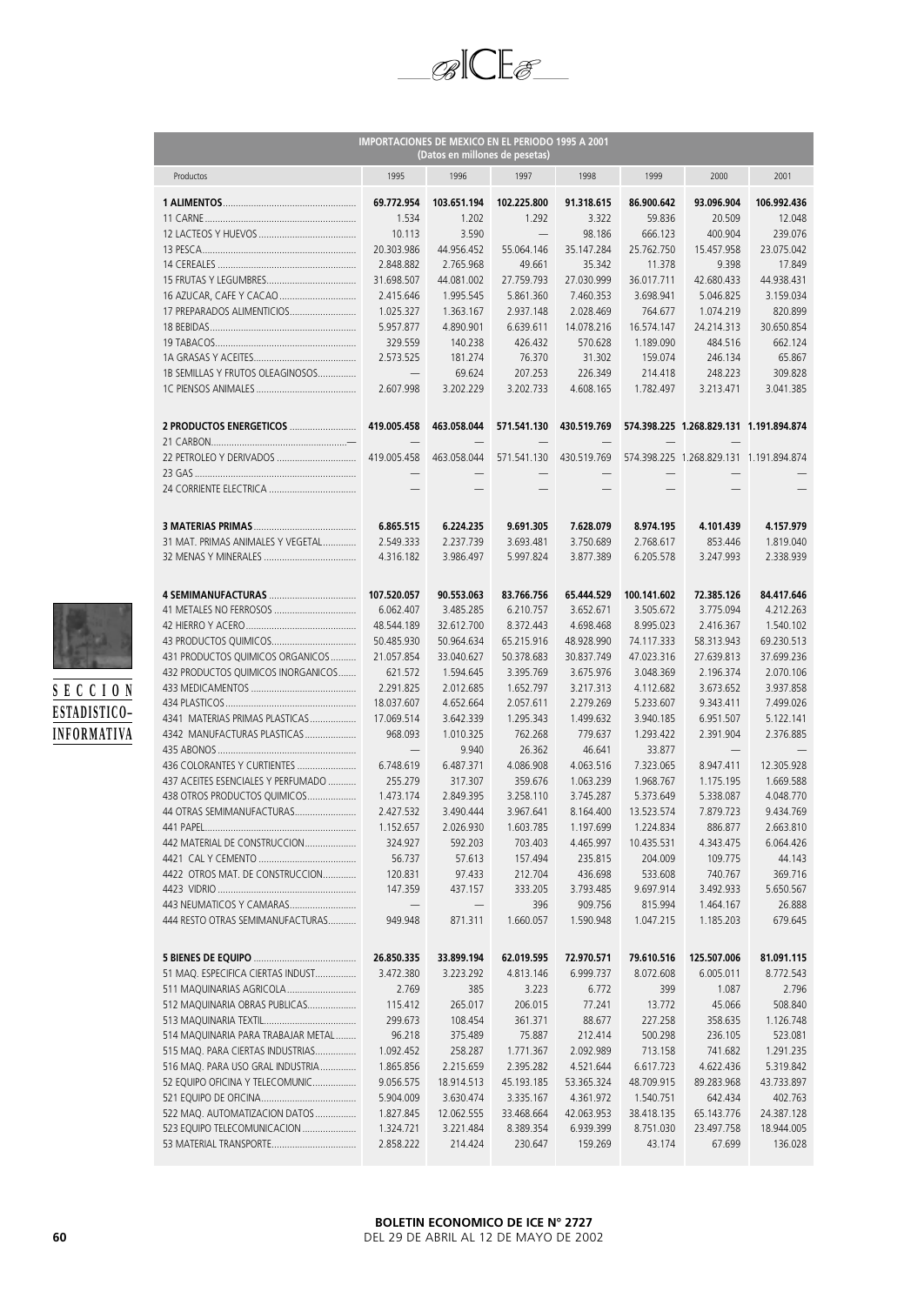| IMPORTACIONES DE MEXICO EN EL PERIODO 1995 A 2001 (Datos en millones de pesetas) | | | | | | | |
|---|---|---|---|---|---|---|---|
| Productos | 1995 | 1996 | 1997 | 1998 | 1999 | 2000 | 2001 |
| **1 ALIMENTOS** | **69.772.954** | **103.651.194** | **102.225.800** | **91.318.615** | **86.900.642** | **93.096.904** | **106.992.436** |
| 11 CARNE | 1.534 | 1.202 | 1.292 | 3.322 | 59.836 | 20.509 | 12.048 |
| 12 LACTEOS Y HUEVOS | 10.113 | 3.590 | — | 98.186 | 666.123 | 400.904 | 239.076 |
| 13 PESCA | 20.303.986 | 44.956.452 | 55.064.146 | 35.147.284 | 25.762.750 | 15.457.958 | 23.075.042 |
| 14 CEREALES | 2.848.882 | 2.765.968 | 49.661 | 35.342 | 11.378 | 9.398 | 17.849 |
| 15 FRUTAS Y LEGUMBRES | 31.698.507 | 44.081.002 | 27.759.793 | 27.030.999 | 36.017.711 | 42.680.433 | 44.938.431 |
| 16 AZUCAR, CAFE Y CACAO | 2.415.646 | 1.995.545 | 5.861.360 | 7.460.353 | 3.698.941 | 5.046.825 | 3.159.034 |
| 17 PREPARADOS ALIMENTICIOS | 1.025.327 | 1.363.167 | 2.937.148 | 2.028.469 | 764.677 | 1.074.219 | 820.899 |
| 18 BEBIDAS | 5.957.877 | 4.890.901 | 6.639.611 | 14.078.216 | 16.574.147 | 24.214.313 | 30.650.854 |
| 19 TABACOS | 329.559 | 140.238 | 426.432 | 570.628 | 1.189.090 | 484.516 | 662.124 |
| 1A GRASAS Y ACEITES | 2.573.525 | 181.274 | 76.370 | 31.302 | 159.074 | 246.134 | 65.867 |
| 1B SEMILLAS Y FRUTOS OLEAGINOSOS | — | 69.624 | 207.253 | 226.349 | 214.418 | 248.223 | 309.828 |
| 1C PIENSOS ANIMALES | 2.607.998 | 3.202.229 | 3.202.733 | 4.608.165 | 1.782.497 | 3.213.471 | 3.041.385 |
| **2 PRODUCTOS ENERGETICOS** | **419.005.458** | **463.058.044** | **571.541.130** | **430.519.769** | **574.398.225** | **1.268.829.131** | **1.191.894.874** |
| 21 CARBON | — | — | — | — | — | — | — |
| 22 PETROLEO Y DERIVADOS | 419.005.458 | 463.058.044 | 571.541.130 | 430.519.769 | 574.398.225 | 1.268.829.131 | 1.191.894.874 |
| 23 GAS | — | — | — | — | — | — | — |
| 24 CORRIENTE ELECTRICA | — | — | — | — | — | — | — |
| **3 MATERIAS PRIMAS** | **6.865.515** | **6.224.235** | **9.691.305** | **7.628.079** | **8.974.195** | **4.101.439** | **4.157.979** |
| 31 MAT. PRIMAS ANIMALES Y VEGETAL | 2.549.333 | 2.237.739 | 3.693.481 | 3.750.689 | 2.768.617 | 853.446 | 1.819.040 |
| 32 MENAS Y MINERALES | 4.316.182 | 3.986.497 | 5.997.824 | 3.877.389 | 6.205.578 | 3.247.993 | 2.338.939 |
| **4 SEMIMANUFACTURAS** | **107.520.057** | **90.553.063** | **83.766.756** | **65.444.529** | **100.141.602** | **72.385.126** | **84.417.646** |
| 41 METALES NO FERROSOS | 6.062.407 | 3.485.285 | 6.210.757 | 3.652.671 | 3.505.672 | 3.775.094 | 4.212.263 |
| 42 HIERRO Y ACERO | 48.544.189 | 32.612.700 | 8.372.443 | 4.698.468 | 8.995.023 | 2.416.367 | 1.540.102 |
| 43 PRODUCTOS QUIMICOS | 50.485.930 | 50.964.634 | 65.215.916 | 48.928.990 | 74.117.333 | 58.313.943 | 69.230.513 |
| 431 PRODUCTOS QUIMICOS ORGANICOS | 21.057.854 | 33.040.627 | 50.378.683 | 30.837.749 | 47.023.316 | 27.639.813 | 37.699.236 |
| 432 PRODUCTOS QUIMICOS INORGANICOS | 621.572 | 1.594.645 | 3.395.769 | 3.675.976 | 3.048.369 | 2.196.374 | 2.070.106 |
| 433 MEDICAMENTOS | 2.291.825 | 2.012.685 | 1.652.797 | 3.217.313 | 4.112.682 | 3.673.652 | 3.937.858 |
| 434 PLASTICOS | 18.037.607 | 4.652.664 | 2.057.611 | 2.279.269 | 5.233.607 | 9.343.411 | 7.499.026 |
| 4341 MATERIAS PRIMAS PLASTICAS | 17.069.514 | 3.642.339 | 1.295.343 | 1.499.632 | 3.940.185 | 6.951.507 | 5.122.141 |
| 4342 MANUFACTURAS PLASTICAS | 968.093 | 1.010.325 | 762.268 | 779.637 | 1.293.422 | 2.391.904 | 2.376.885 |
| 435 ABONOS | — | 9.940 | 26.362 | 46.641 | 33.877 | — | — |
| 436 COLORANTES Y CURTIENTES | 6.748.619 | 6.487.371 | 4.086.908 | 4.063.516 | 7.323.065 | 8.947.411 | 12.305.928 |
| 437 ACEITES ESENCIALES Y PERFUMADO | 255.279 | 317.307 | 359.676 | 1.063.239 | 1.968.767 | 1.175.195 | 1.669.588 |
| 438 OTROS PRODUCTOS QUIMICOS | 1.473.174 | 2.849.395 | 3.258.110 | 3.745.287 | 5.373.649 | 5.338.087 | 4.048.770 |
| 44 OTRAS SEMIMANUFACTURAS | 2.427.532 | 3.490.444 | 3.967.641 | 8.164.400 | 13.523.574 | 7.879.723 | 9.434.769 |
| 441 PAPEL | 1.152.657 | 2.026.930 | 1.603.785 | 1.197.699 | 1.224.834 | 886.877 | 2.663.810 |
| 442 MATERIAL DE CONSTRUCCION | 324.927 | 592.203 | 703.403 | 4.465.997 | 10.435.531 | 4.343.475 | 6.064.426 |
| 4421 CAL Y CEMENTO | 56.737 | 57.613 | 157.494 | 235.815 | 204.009 | 109.775 | 44.143 |
| 4422 OTROS MAT. DE CONSTRUCCION | 120.831 | 97.433 | 212.704 | 436.698 | 533.608 | 740.767 | 369.716 |
| 4423 VIDRIO | 147.359 | 437.157 | 333.205 | 3.793.485 | 9.697.914 | 3.492.933 | 5.650.567 |
| 443 NEUMATICOS Y CAMARAS | — | — | 396 | 909.756 | 815.994 | 1.464.167 | 26.888 |
| 444 RESTO OTRAS SEMIMANUFACTURAS | 949.948 | 871.311 | 1.660.057 | 1.590.948 | 1.047.215 | 1.185.203 | 679.645 |
| **5 BIENES DE EQUIPO** | **26.850.335** | **33.899.194** | **62.019.595** | **72.970.571** | **79.610.516** | **125.507.006** | **81.091.115** |
| 51 MAQ. ESPECIFICA CIERTAS INDUST | 3.472.380 | 3.223.292 | 4.813.146 | 6.999.737 | 8.072.608 | 6.005.011 | 8.772.543 |
| 511 MAQUINARIAS AGRICOLA | 2.769 | 385 | 3.223 | 6.772 | 399 | 1.087 | 2.796 |
| 512 MAQUINARIA OBRAS PUBLICAS | 115.412 | 265.017 | 206.015 | 77.241 | 13.772 | 45.066 | 508.840 |
| 513 MAQUINARIA TEXTIL | 299.673 | 108.454 | 361.371 | 88.677 | 227.258 | 358.635 | 1.126.748 |
| 514 MAQUINARIA PARA TRABAJAR METAL | 96.218 | 375.489 | 75.887 | 212.414 | 500.298 | 236.105 | 523.081 |
| 515 MAQ. PARA CIERTAS INDUSTRIAS | 1.092.452 | 258.287 | 1.771.367 | 2.092.989 | 713.158 | 741.682 | 1.291.235 |
| 516 MAQ. PARA USO GRAL INDUSTRIA | 1.865.856 | 2.215.659 | 2.395.282 | 4.521.644 | 6.617.723 | 4.622.436 | 5.319.842 |
| 52 EQUIPO OFICINA Y TELECOMUNIC | 9.056.575 | 18.914.513 | 45.193.185 | 53.365.324 | 48.709.915 | 89.283.968 | 43.733.897 |
| 521 EQUIPO DE OFICINA | 5.904.009 | 3.630.474 | 3.335.167 | 4.361.972 | 1.540.751 | 642.434 | 402.763 |
| 522 MAQ. AUTOMATIZACION DATOS | 1.827.845 | 12.062.555 | 33.468.664 | 42.063.953 | 38.418.135 | 65.143.776 | 24.387.128 |
| 523 EQUIPO TELECOMUNICACION | 1.324.721 | 3.221.484 | 8.389.354 | 6.939.399 | 8.751.030 | 23.497.758 | 18.944.005 |
| 53 MATERIAL TRANSPORTE | 2.858.222 | 214.424 | 230.647 | 159.269 | 43.174 | 67.699 | 136.028 |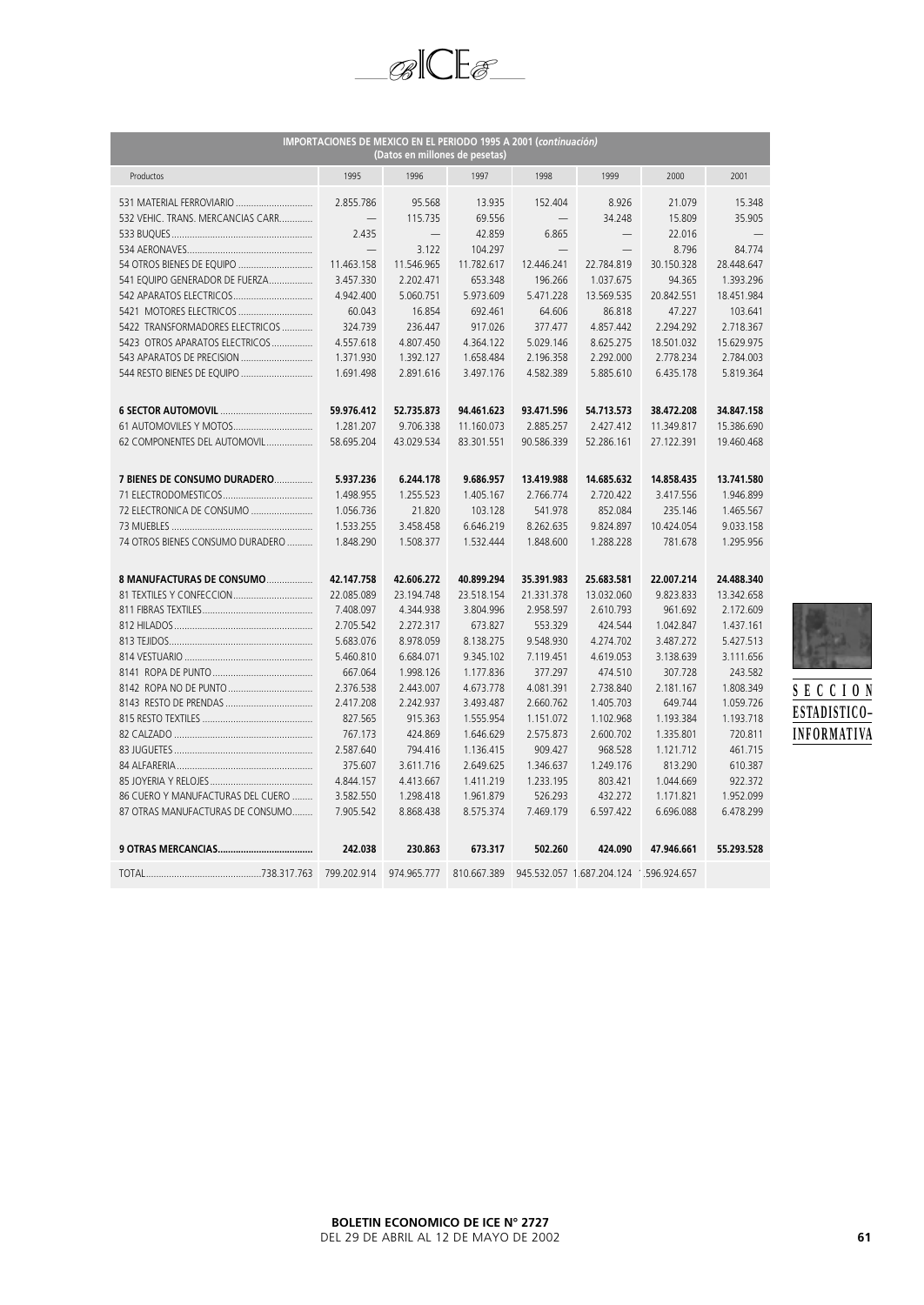**IMPORTACIONES DE MEXICO EN EL PERIODO 1995 A 2001 (*continuación*)**
**(Datos en millones de pesetas)**

| Productos | 1995 | 1996 | 1997 | 1998 | 1999 | 2000 | 2001 |
|---|---|---|---|---|---|---|---|
| 531 MATERIAL FERROVIARIO | 2.855.786 | 95.568 | 13.935 | 152.404 | 8.926 | 21.079 | 15.348 |
| 532 VEHIC. TRANS. MERCANCIAS CARR. | — | 115.735 | 69.556 | — | 34.248 | 15.809 | 35.905 |
| 533 BUQUES | 2.435 | — | 42.859 | 6.865 | — | 22.016 | — |
| 534 AERONAVES | — | 3.122 | 104.297 | — | — | 8.796 | 84.774 |
| 54 OTROS BIENES DE EQUIPO | 11.463.158 | 11.546.965 | 11.782.617 | 12.446.241 | 22.784.819 | 30.150.328 | 28.448.647 |
| 541 EQUIPO GENERADOR DE FUERZA | 3.457.330 | 2.202.471 | 653.348 | 196.266 | 1.037.675 | 94.365 | 1.393.296 |
| 542 APARATOS ELECTRICOS | 4.942.400 | 5.060.751 | 5.973.609 | 5.471.228 | 13.569.535 | 20.842.551 | 18.451.984 |
| 5421 MOTORES ELECTRICOS | 60.043 | 16.854 | 692.461 | 64.606 | 86.818 | 47.227 | 103.641 |
| 5422 TRANSFORMADORES ELECTRICOS | 324.739 | 236.447 | 917.026 | 377.477 | 4.857.442 | 2.294.292 | 2.718.367 |
| 5423 OTROS APARATOS ELECTRICOS | 4.557.618 | 4.807.450 | 4.364.122 | 5.029.146 | 8.625.275 | 18.501.032 | 15.629.975 |
| 543 APARATOS DE PRECISION | 1.371.930 | 1.392.127 | 1.658.484 | 2.196.358 | 2.292.000 | 2.778.234 | 2.784.003 |
| 544 RESTO BIENES DE EQUIPO | 1.691.498 | 2.891.616 | 3.497.176 | 4.582.389 | 5.885.610 | 6.435.178 | 5.819.364 |
| **6 SECTOR AUTOMOVIL** | **59.976.412** | **52.735.873** | **94.461.623** | **93.471.596** | **54.713.573** | **38.472.208** | **34.847.158** |
| 61 AUTOMOVILES Y MOTOS | 1.281.207 | 9.706.338 | 11.160.073 | 2.885.257 | 2.427.412 | 11.349.817 | 15.386.690 |
| 62 COMPONENTES DEL AUTOMOVIL | 58.695.204 | 43.029.534 | 83.301.551 | 90.586.339 | 52.286.161 | 27.122.391 | 19.460.468 |
| **7 BIENES DE CONSUMO DURADERO** | **5.937.236** | **6.244.178** | **9.686.957** | **13.419.988** | **14.685.632** | **14.858.435** | **13.741.580** |
| 71 ELECTRODOMESTICOS | 1.498.955 | 1.255.523 | 1.405.167 | 2.766.774 | 2.720.422 | 3.417.556 | 1.946.899 |
| 72 ELECTRONICA DE CONSUMO | 1.056.736 | 21.820 | 103.128 | 541.978 | 852.084 | 235.146 | 1.465.567 |
| 73 MUEBLES | 1.533.255 | 3.458.458 | 6.646.219 | 8.262.635 | 9.824.897 | 10.424.054 | 9.033.158 |
| 74 OTROS BIENES CONSUMO DURADERO | 1.848.290 | 1.508.377 | 1.532.444 | 1.848.600 | 1.288.228 | 781.678 | 1.295.956 |
| **8 MANUFACTURAS DE CONSUMO** | **42.147.758** | **42.606.272** | **40.899.294** | **35.391.983** | **25.683.581** | **22.007.214** | **24.488.340** |
| 81 TEXTILES Y CONFECCION | 22.085.089 | 23.194.748 | 23.518.154 | 21.331.378 | 13.032.060 | 9.823.833 | 13.342.658 |
| 811 FIBRAS TEXTILES | 7.408.097 | 4.344.938 | 3.804.996 | 2.958.597 | 2.610.793 | 961.692 | 2.172.609 |
| 812 HILADOS | 2.705.542 | 2.272.317 | 673.827 | 553.329 | 424.544 | 1.042.847 | 1.437.161 |
| 813 TEJIDOS | 5.683.076 | 8.978.059 | 8.138.275 | 9.548.930 | 4.274.702 | 3.487.272 | 5.427.513 |
| 814 VESTUARIO | 5.460.810 | 6.684.071 | 9.345.102 | 7.119.451 | 4.619.053 | 3.138.639 | 3.111.656 |
| 8141 ROPA DE PUNTO | 667.064 | 1.998.126 | 1.177.836 | 377.297 | 474.510 | 307.728 | 243.582 |
| 8142 ROPA NO DE PUNTO | 2.376.538 | 2.443.007 | 4.673.778 | 4.081.391 | 2.738.840 | 2.181.167 | 1.808.349 |
| 8143 RESTO DE PRENDAS | 2.417.208 | 2.242.937 | 3.493.487 | 2.660.762 | 1.405.703 | 649.744 | 1.059.726 |
| 815 RESTO TEXTILES | 827.565 | 915.363 | 1.555.954 | 1.151.072 | 1.102.968 | 1.193.384 | 1.193.718 |
| 82 CALZADO | 767.173 | 424.869 | 1.646.629 | 2.575.873 | 2.600.702 | 1.335.801 | 720.811 |
| 83 JUGUETES | 2.587.640 | 794.416 | 1.136.415 | 909.427 | 968.528 | 1.121.712 | 461.715 |
| 84 ALFARERIA | 375.607 | 3.611.716 | 2.649.625 | 1.346.637 | 1.249.176 | 813.290 | 610.387 |
| 85 JOYERIA Y RELOJES | 4.844.157 | 4.413.667 | 1.411.219 | 1.233.195 | 803.421 | 1.044.669 | 922.372 |
| 86 CUERO Y MANUFACTURAS DEL CUERO | 3.582.550 | 1.298.418 | 1.961.879 | 526.293 | 432.272 | 1.171.821 | 1.952.099 |
| 87 OTRAS MANUFACTURAS DE CONSUMO | 7.905.542 | 8.868.438 | 8.575.374 | 7.469.179 | 6.597.422 | 6.696.088 | 6.478.299 |
| **9 OTRAS MERCANCIAS** | **242.038** | **230.863** | **673.317** | **502.260** | **424.090** | **47.946.661** | **55.293.528** |
| TOTAL.....738.317.763 | 799.202.914 | 974.965.777 | 810.667.389 | 945.532.057 | 1.687.204.124 | 1.596.924.657 | |